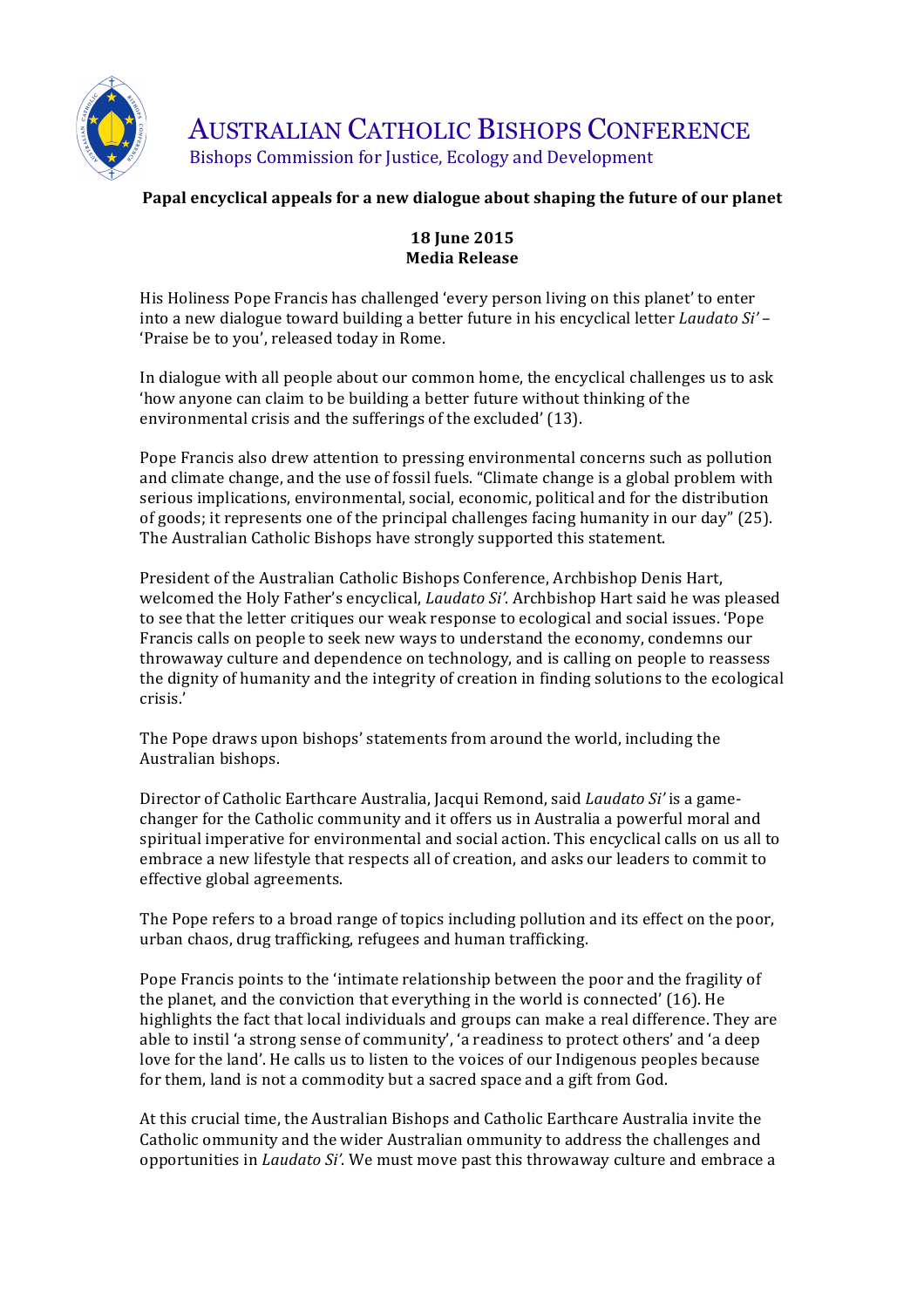# AUSTRALIAN CATHOLIC BISHOPS CONFERENCE

Bishops Commission for Justice, Ecology and Development

## Papal encyclical appeals for a new dialogue about shaping the future of our planet

**18 June 2015**
**Media Release**

His Holiness Pope Francis has challenged 'every person living on this planet' to enter into a new dialogue toward building a better future in his encyclical letter *Laudato Si'* – 'Praise be to you', released today in Rome.

In dialogue with all people about our common home, the encyclical challenges us to ask 'how anyone can claim to be building a better future without thinking of the environmental crisis and the sufferings of the excluded' (13).

Pope Francis also drew attention to pressing environmental concerns such as pollution and climate change, and the use of fossil fuels. "Climate change is a global problem with serious implications, environmental, social, economic, political and for the distribution of goods; it represents one of the principal challenges facing humanity in our day" (25). The Australian Catholic Bishops have strongly supported this statement.

President of the Australian Catholic Bishops Conference, Archbishop Denis Hart, welcomed the Holy Father's encyclical, *Laudato Si'*. Archbishop Hart said he was pleased to see that the letter critiques our weak response to ecological and social issues. 'Pope Francis calls on people to seek new ways to understand the economy, condemns our throwaway culture and dependence on technology, and is calling on people to reassess the dignity of humanity and the integrity of creation in finding solutions to the ecological crisis.'

The Pope draws upon bishops' statements from around the world, including the Australian bishops.

Director of Catholic Earthcare Australia, Jacqui Remond, said *Laudato Si'* is a game-changer for the Catholic community and it offers us in Australia a powerful moral and spiritual imperative for environmental and social action. This encyclical calls on us all to embrace a new lifestyle that respects all of creation, and asks our leaders to commit to effective global agreements.

The Pope refers to a broad range of topics including pollution and its effect on the poor, urban chaos, drug trafficking, refugees and human trafficking.

Pope Francis points to the 'intimate relationship between the poor and the fragility of the planet, and the conviction that everything in the world is connected' (16). He highlights the fact that local individuals and groups can make a real difference. They are able to instil 'a strong sense of community', 'a readiness to protect others' and 'a deep love for the land'. He calls us to listen to the voices of our Indigenous peoples because for them, land is not a commodity but a sacred space and a gift from God.

At this crucial time, the Australian Bishops and Catholic Earthcare Australia invite the Catholic ommunity and the wider Australian ommunity to address the challenges and opportunities in *Laudato Si'*. We must move past this throwaway culture and embrace a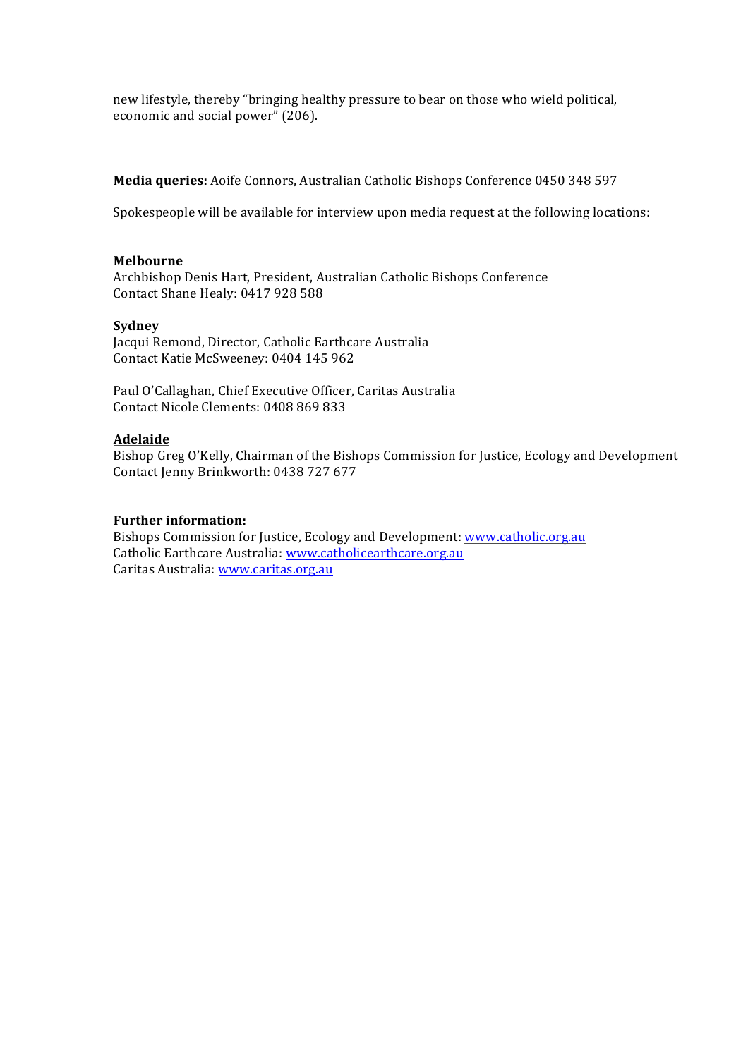new lifestyle, thereby “bringing healthy pressure to bear on those who wield political, economic and social power” (206).

**Media queries:** Aoife Connors, Australian Catholic Bishops Conference 0450 348 597

Spokespeople will be available for interview upon media request at the following locations:

**Melbourne**
Archbishop Denis Hart, President, Australian Catholic Bishops Conference
Contact Shane Healy: 0417 928 588

**Sydney**
Jacqui Remond, Director, Catholic Earthcare Australia
Contact Katie McSweeney: 0404 145 962

Paul O’Callaghan, Chief Executive Officer, Caritas Australia
Contact Nicole Clements: 0408 869 833

**Adelaide**
Bishop Greg O’Kelly, Chairman of the Bishops Commission for Justice, Ecology and Development
Contact Jenny Brinkworth: 0438 727 677

**Further information:**
Bishops Commission for Justice, Ecology and Development: www.catholic.org.au
Catholic Earthcare Australia: www.catholicearthcare.org.au
Caritas Australia: www.caritas.org.au